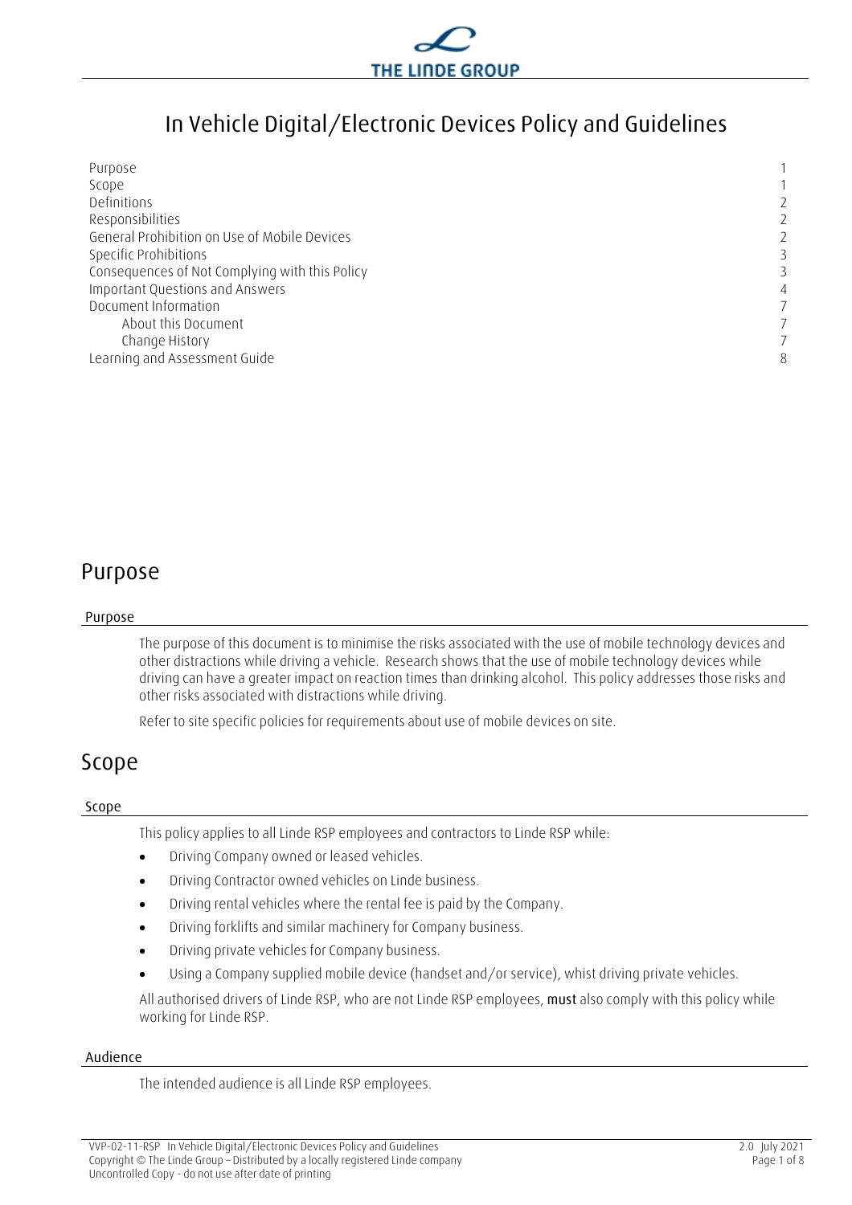# In Vehicle Digital/Electronic Devices Policy and Guidelines

| | |
|---|---|
| Purpose | 1 |
| Scope | 1 |
| Definitions | 2 |
| Responsibilities | 2 |
| General Prohibition on Use of Mobile Devices | 2 |
| Specific Prohibitions | 3 |
| Consequences of Not Complying with this Policy | 3 |
| Important Questions and Answers | 4 |
| Document Information | 7 |
| About this Document | 7 |
| Change History | 7 |
| Learning and Assessment Guide | 8 |

## Purpose

### Purpose

The purpose of this document is to minimise the risks associated with the use of mobile technology devices and other distractions while driving a vehicle. Research shows that the use of mobile technology devices while driving can have a greater impact on reaction times than drinking alcohol. This policy addresses those risks and other risks associated with distractions while driving.

Refer to site specific policies for requirements about use of mobile devices on site.

## Scope

### Scope

This policy applies to all Linde RSP employees and contractors to Linde RSP while:

- Driving Company owned or leased vehicles.
- Driving Contractor owned vehicles on Linde business.
- Driving rental vehicles where the rental fee is paid by the Company.
- Driving forklifts and similar machinery for Company business.
- Driving private vehicles for Company business.
- Using a Company supplied mobile device (handset and/or service), whist driving private vehicles.

All authorised drivers of Linde RSP, who are not Linde RSP employees, **must** also comply with this policy while working for Linde RSP.

### Audience

The intended audience is all Linde RSP employees.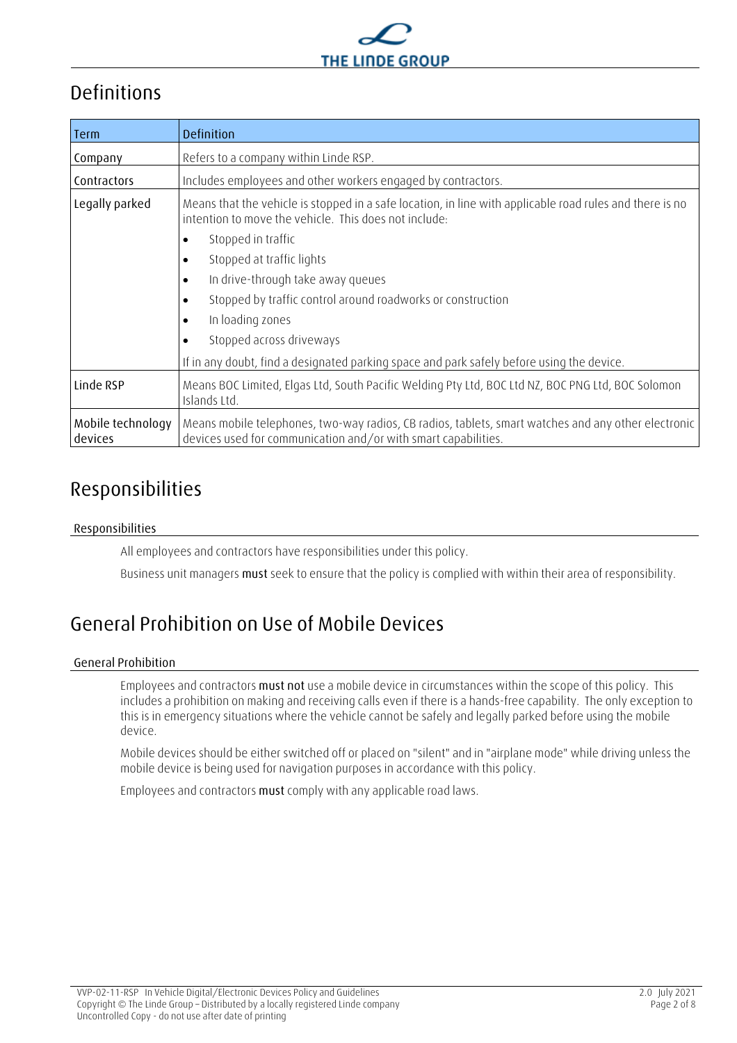# Definitions

| Term | Definition |
| --- | --- |
| Company | Refers to a company within Linde RSP. |
| Contractors | Includes employees and other workers engaged by contractors. |
| Legally parked | Means that the vehicle is stopped in a safe location, in line with applicable road rules and there is no intention to move the vehicle. This does not include:<br>• Stopped in traffic<br>• Stopped at traffic lights<br>• In drive-through take away queues<br>• Stopped by traffic control around roadworks or construction<br>• In loading zones<br>• Stopped across driveways<br>If in any doubt, find a designated parking space and park safely before using the device. |
| Linde RSP | Means BOC Limited, Elgas Ltd, South Pacific Welding Pty Ltd, BOC Ltd NZ, BOC PNG Ltd, BOC Solomon Islands Ltd. |
| Mobile technology devices | Means mobile telephones, two-way radios, CB radios, tablets, smart watches and any other electronic devices used for communication and/or with smart capabilities. |

# Responsibilities

## Responsibilities

All employees and contractors have responsibilities under this policy.

Business unit managers **must** seek to ensure that the policy is complied with within their area of responsibility.

# General Prohibition on Use of Mobile Devices

## General Prohibition

Employees and contractors **must not** use a mobile device in circumstances within the scope of this policy. This includes a prohibition on making and receiving calls even if there is a hands-free capability. The only exception to this is in emergency situations where the vehicle cannot be safely and legally parked before using the mobile device.

Mobile devices should be either switched off or placed on "silent" and in "airplane mode" while driving unless the mobile device is being used for navigation purposes in accordance with this policy.

Employees and contractors **must** comply with any applicable road laws.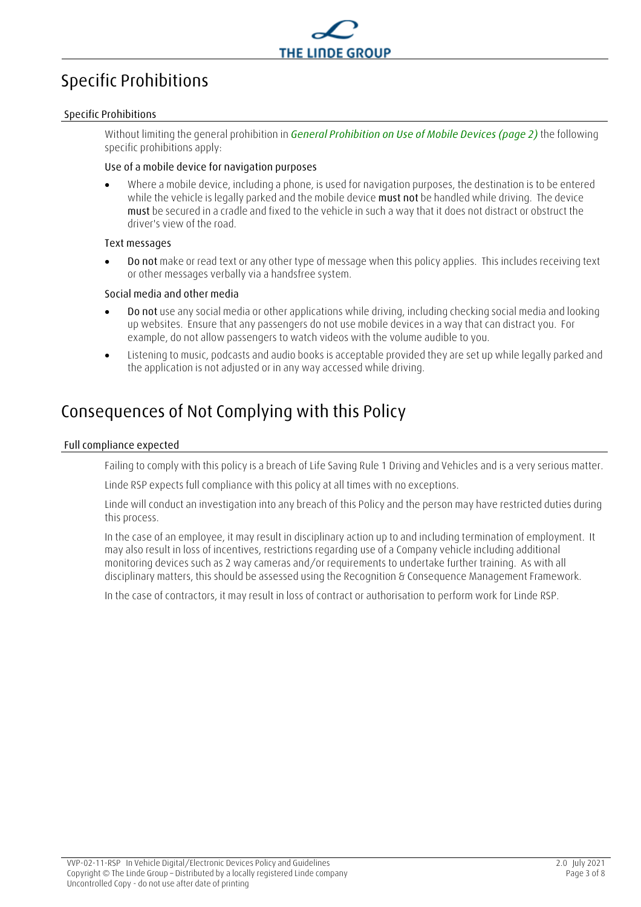# Specific Prohibitions

## Specific Prohibitions

Without limiting the general prohibition in *General Prohibition on Use of Mobile Devices (page 2)* the following specific prohibitions apply:

### Use of a mobile device for navigation purposes

- Where a mobile device, including a phone, is used for navigation purposes, the destination is to be entered while the vehicle is legally parked and the mobile device **must not** be handled while driving. The device **must** be secured in a cradle and fixed to the vehicle in such a way that it does not distract or obstruct the driver's view of the road.

### Text messages

- **Do not** make or read text or any other type of message when this policy applies. This includes receiving text or other messages verbally via a handsfree system.

### Social media and other media

- **Do not** use any social media or other applications while driving, including checking social media and looking up websites. Ensure that any passengers do not use mobile devices in a way that can distract you. For example, do not allow passengers to watch videos with the volume audible to you.
- Listening to music, podcasts and audio books is acceptable provided they are set up while legally parked and the application is not adjusted or in any way accessed while driving.

# Consequences of Not Complying with this Policy

## Full compliance expected

Failing to comply with this policy is a breach of Life Saving Rule 1 Driving and Vehicles and is a very serious matter.

Linde RSP expects full compliance with this policy at all times with no exceptions.

Linde will conduct an investigation into any breach of this Policy and the person may have restricted duties during this process.

In the case of an employee, it may result in disciplinary action up to and including termination of employment. It may also result in loss of incentives, restrictions regarding use of a Company vehicle including additional monitoring devices such as 2 way cameras and/or requirements to undertake further training. As with all disciplinary matters, this should be assessed using the Recognition & Consequence Management Framework.

In the case of contractors, it may result in loss of contract or authorisation to perform work for Linde RSP.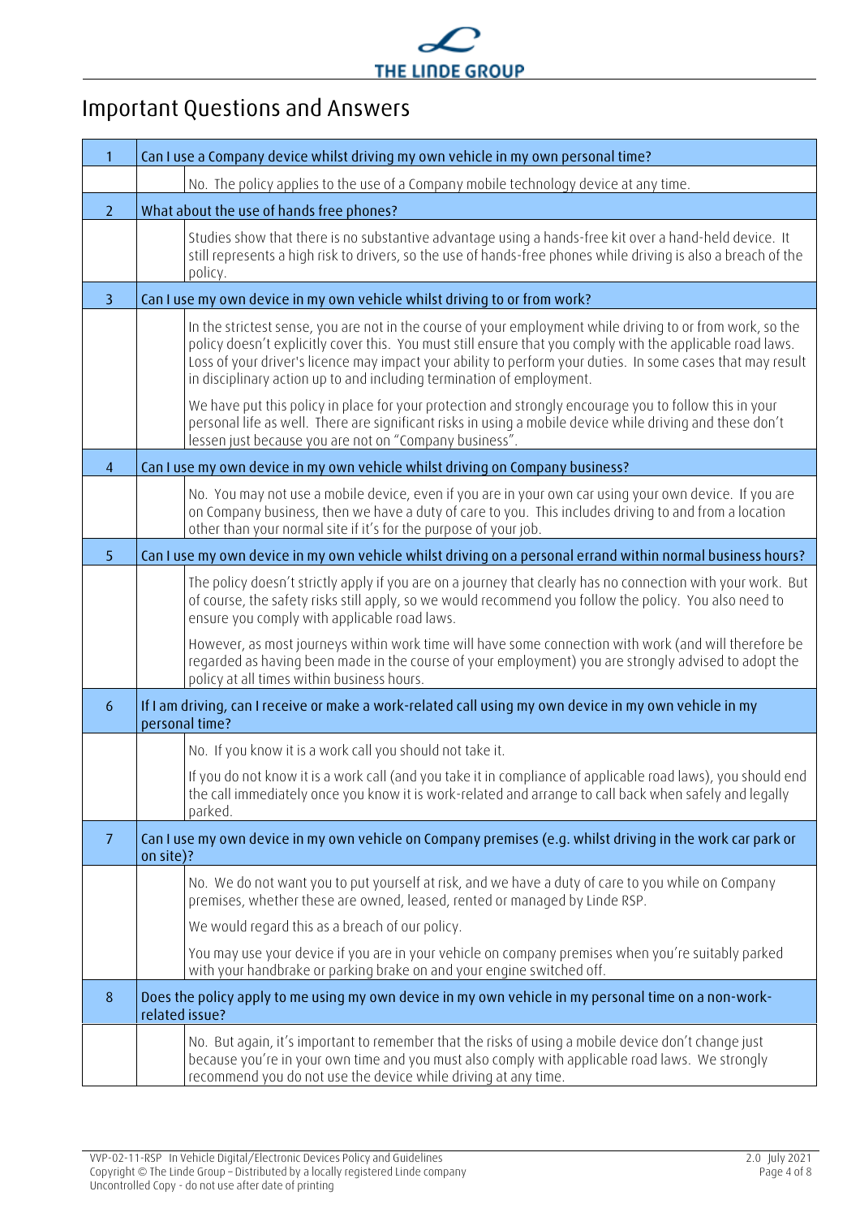# Important Questions and Answers

| | Question / Answer |
|---|---|
| 1 | **Can I use a Company device whilst driving my own vehicle in my own personal time?** |
| | No. The policy applies to the use of a Company mobile technology device at any time. |
| 2 | **What about the use of hands free phones?** |
| | Studies show that there is no substantive advantage using a hands-free kit over a hand-held device. It still represents a high risk to drivers, so the use of hands-free phones while driving is also a breach of the policy. |
| 3 | **Can I use my own device in my own vehicle whilst driving to or from work?** |
| | In the strictest sense, you are not in the course of your employment while driving to or from work, so the policy doesn't explicitly cover this. You must still ensure that you comply with the applicable road laws. Loss of your driver's licence may impact your ability to perform your duties. In some cases that may result in disciplinary action up to and including termination of employment.<br><br>We have put this policy in place for your protection and strongly encourage you to follow this in your personal life as well. There are significant risks in using a mobile device while driving and these don't lessen just because you are not on "Company business". |
| 4 | **Can I use my own device in my own vehicle whilst driving on Company business?** |
| | No. You may not use a mobile device, even if you are in your own car using your own device. If you are on Company business, then we have a duty of care to you. This includes driving to and from a location other than your normal site if it's for the purpose of your job. |
| 5 | **Can I use my own device in my own vehicle whilst driving on a personal errand within normal business hours?** |
| | The policy doesn't strictly apply if you are on a journey that clearly has no connection with your work. But of course, the safety risks still apply, so we would recommend you follow the policy. You also need to ensure you comply with applicable road laws.<br><br>However, as most journeys within work time will have some connection with work (and will therefore be regarded as having been made in the course of your employment) you are strongly advised to adopt the policy at all times within business hours. |
| 6 | **If I am driving, can I receive or make a work-related call using my own device in my own vehicle in my personal time?** |
| | No. If you know it is a work call you should not take it.<br><br>If you do not know it is a work call (and you take it in compliance of applicable road laws), you should end the call immediately once you know it is work-related and arrange to call back when safely and legally parked. |
| 7 | **Can I use my own device in my own vehicle on Company premises (e.g. whilst driving in the work car park or on site)?** |
| | No. We do not want you to put yourself at risk, and we have a duty of care to you while on Company premises, whether these are owned, leased, rented or managed by Linde RSP.<br><br>We would regard this as a breach of our policy.<br><br>You may use your device if you are in your vehicle on company premises when you're suitably parked with your handbrake or parking brake on and your engine switched off. |
| 8 | **Does the policy apply to me using my own device in my own vehicle in my personal time on a non-work-related issue?** |
| | No. But again, it's important to remember that the risks of using a mobile device don't change just because you're in your own time and you must also comply with applicable road laws. We strongly recommend you do not use the device while driving at any time. |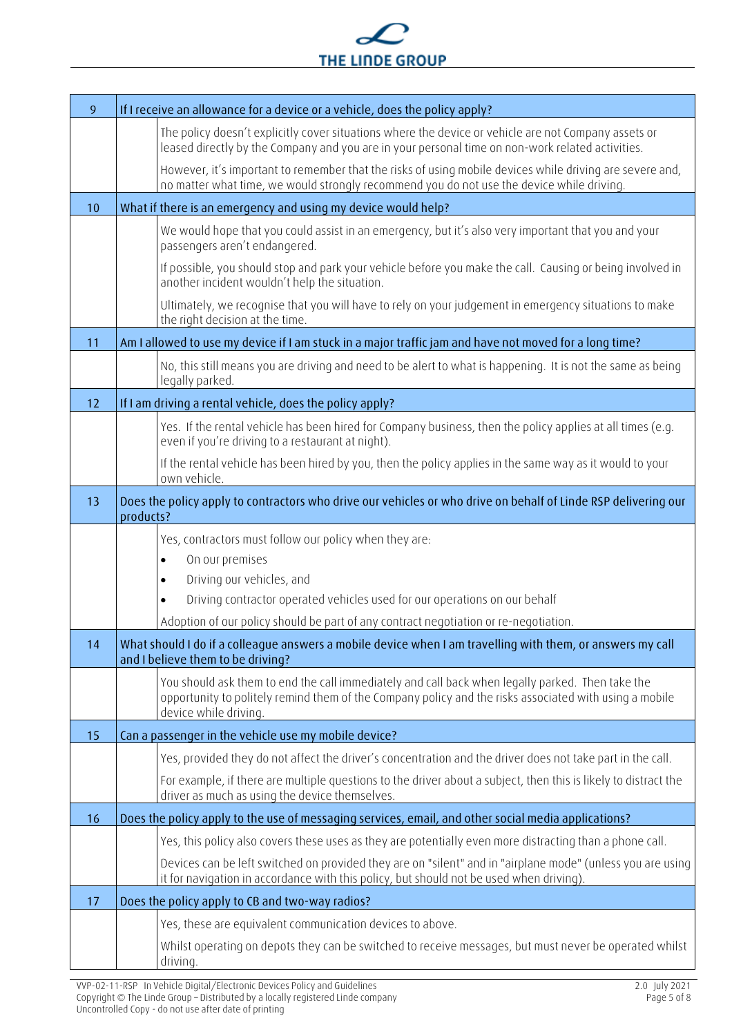| 9 | If I receive an allowance for a device or a vehicle, does the policy apply? |
|---|---|
| | The policy doesn't explicitly cover situations where the device or vehicle are not Company assets or leased directly by the Company and you are in your personal time on non-work related activities.<br><br>However, it's important to remember that the risks of using mobile devices while driving are severe and, no matter what time, we would strongly recommend you do not use the device while driving. |
| 10 | What if there is an emergency and using my device would help? |
| | We would hope that you could assist in an emergency, but it's also very important that you and your passengers aren't endangered.<br><br>If possible, you should stop and park your vehicle before you make the call. Causing or being involved in another incident wouldn't help the situation.<br><br>Ultimately, we recognise that you will have to rely on your judgement in emergency situations to make the right decision at the time. |
| 11 | Am I allowed to use my device if I am stuck in a major traffic jam and have not moved for a long time? |
| | No, this still means you are driving and need to be alert to what is happening. It is not the same as being legally parked. |
| 12 | If I am driving a rental vehicle, does the policy apply? |
| | Yes. If the rental vehicle has been hired for Company business, then the policy applies at all times (e.g. even if you're driving to a restaurant at night).<br><br>If the rental vehicle has been hired by you, then the policy applies in the same way as it would to your own vehicle. |
| 13 | Does the policy apply to contractors who drive our vehicles or who drive on behalf of Linde RSP delivering our products? |
| | Yes, contractors must follow our policy when they are:<br>• On our premises<br>• Driving our vehicles, and<br>• Driving contractor operated vehicles used for our operations on our behalf<br><br>Adoption of our policy should be part of any contract negotiation or re-negotiation. |
| 14 | What should I do if a colleague answers a mobile device when I am travelling with them, or answers my call and I believe them to be driving? |
| | You should ask them to end the call immediately and call back when legally parked. Then take the opportunity to politely remind them of the Company policy and the risks associated with using a mobile device while driving. |
| 15 | Can a passenger in the vehicle use my mobile device? |
| | Yes, provided they do not affect the driver's concentration and the driver does not take part in the call.<br><br>For example, if there are multiple questions to the driver about a subject, then this is likely to distract the driver as much as using the device themselves. |
| 16 | Does the policy apply to the use of messaging services, email, and other social media applications? |
| | Yes, this policy also covers these uses as they are potentially even more distracting than a phone call.<br><br>Devices can be left switched on provided they are on "silent" and in "airplane mode" (unless you are using it for navigation in accordance with this policy, but should not be used when driving). |
| 17 | Does the policy apply to CB and two-way radios? |
| | Yes, these are equivalent communication devices to above.<br><br>Whilst operating on depots they can be switched to receive messages, but must never be operated whilst driving. |

VVP-02-11-RSP In Vehicle Digital/Electronic Devices Policy and Guidelines — 2.0 July 2021
Copyright © The Linde Group – Distributed by a locally registered Linde company
Uncontrolled Copy - do not use after date of printing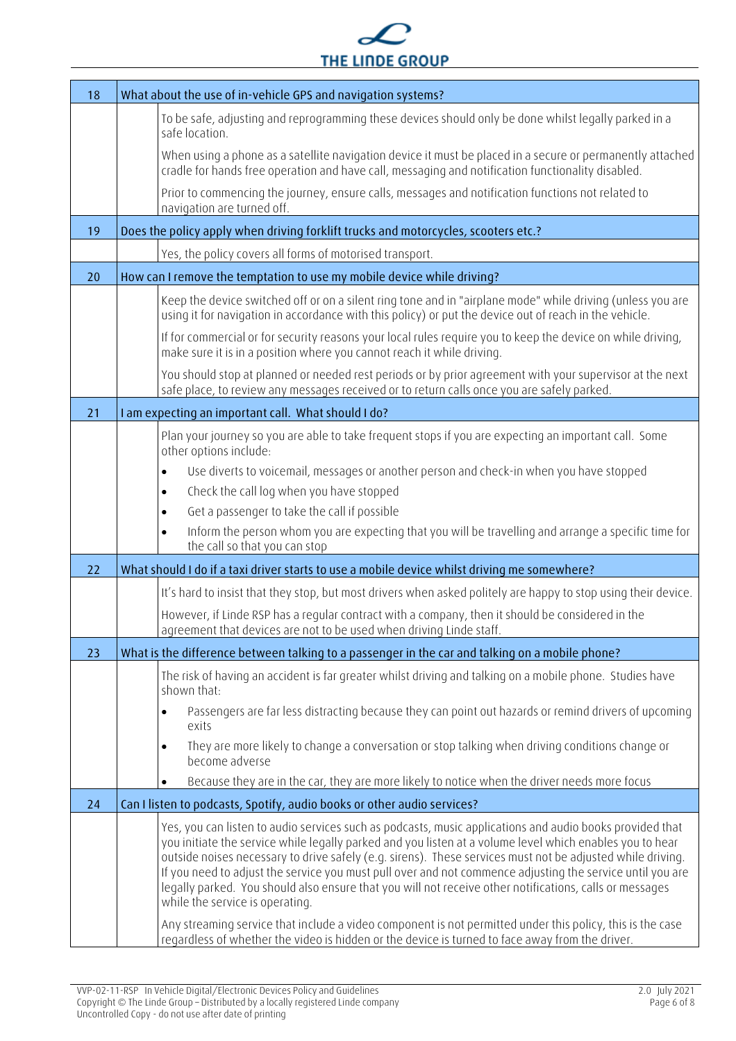| | |
|---|---|
| **18** | **What about the use of in-vehicle GPS and navigation systems?** |
| | To be safe, adjusting and reprogramming these devices should only be done whilst legally parked in a safe location.<br><br>When using a phone as a satellite navigation device it must be placed in a secure or permanently attached cradle for hands free operation and have call, messaging and notification functionality disabled.<br><br>Prior to commencing the journey, ensure calls, messages and notification functions not related to navigation are turned off. |
| **19** | **Does the policy apply when driving forklift trucks and motorcycles, scooters etc.?** |
| | Yes, the policy covers all forms of motorised transport. |
| **20** | **How can I remove the temptation to use my mobile device while driving?** |
| | Keep the device switched off or on a silent ring tone and in "airplane mode" while driving (unless you are using it for navigation in accordance with this policy) or put the device out of reach in the vehicle.<br><br>If for commercial or for security reasons your local rules require you to keep the device on while driving, make sure it is in a position where you cannot reach it while driving.<br><br>You should stop at planned or needed rest periods or by prior agreement with your supervisor at the next safe place, to review any messages received or to return calls once you are safely parked. |
| **21** | **I am expecting an important call. What should I do?** |
| | Plan your journey so you are able to take frequent stops if you are expecting an important call. Some other options include:<br>• Use diverts to voicemail, messages or another person and check-in when you have stopped<br>• Check the call log when you have stopped<br>• Get a passenger to take the call if possible<br>• Inform the person whom you are expecting that you will be travelling and arrange a specific time for the call so that you can stop |
| **22** | **What should I do if a taxi driver starts to use a mobile device whilst driving me somewhere?** |
| | It's hard to insist that they stop, but most drivers when asked politely are happy to stop using their device.<br><br>However, if Linde RSP has a regular contract with a company, then it should be considered in the agreement that devices are not to be used when driving Linde staff. |
| **23** | **What is the difference between talking to a passenger in the car and talking on a mobile phone?** |
| | The risk of having an accident is far greater whilst driving and talking on a mobile phone. Studies have shown that:<br>• Passengers are far less distracting because they can point out hazards or remind drivers of upcoming exits<br>• They are more likely to change a conversation or stop talking when driving conditions change or become adverse<br>• Because they are in the car, they are more likely to notice when the driver needs more focus |
| **24** | **Can I listen to podcasts, Spotify, audio books or other audio services?** |
| | Yes, you can listen to audio services such as podcasts, music applications and audio books provided that you initiate the service while legally parked and you listen at a volume level which enables you to hear outside noises necessary to drive safely (e.g. sirens). These services must not be adjusted while driving. If you need to adjust the service you must pull over and not commence adjusting the service until you are legally parked. You should also ensure that you will not receive other notifications, calls or messages while the service is operating.<br><br>Any streaming service that include a video component is not permitted under this policy, this is the case regardless of whether the video is hidden or the device is turned to face away from the driver. |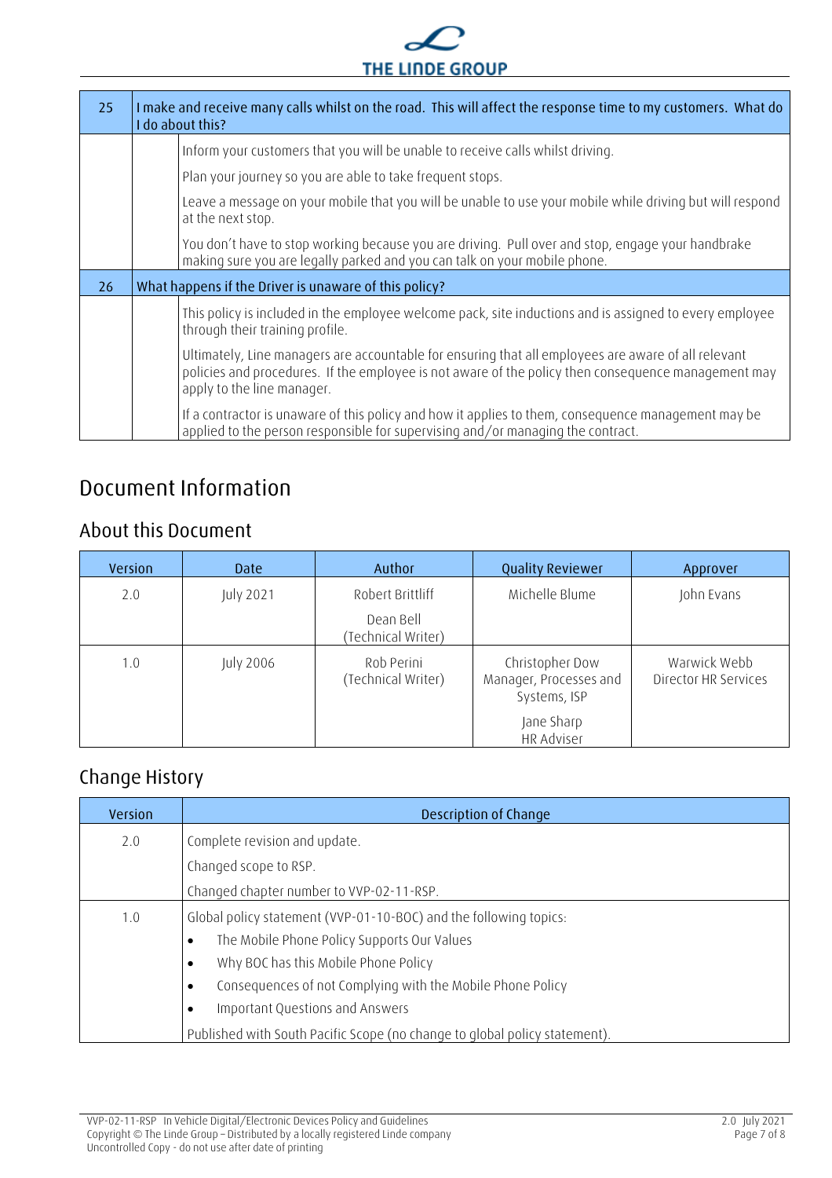| 25 | I make and receive many calls whilst on the road. This will affect the response time to my customers. What do I do about this? |
| --- | --- |
| | Inform your customers that you will be unable to receive calls whilst driving. |
| | Plan your journey so you are able to take frequent stops. |
| | Leave a message on your mobile that you will be unable to use your mobile while driving but will respond at the next stop. |
| | You don't have to stop working because you are driving. Pull over and stop, engage your handbrake making sure you are legally parked and you can talk on your mobile phone. |
| **26** | **What happens if the Driver is unaware of this policy?** |
| | This policy is included in the employee welcome pack, site inductions and is assigned to every employee through their training profile. |
| | Ultimately, Line managers are accountable for ensuring that all employees are aware of all relevant policies and procedures. If the employee is not aware of the policy then consequence management may apply to the line manager. |
| | If a contractor is unaware of this policy and how it applies to them, consequence management may be applied to the person responsible for supervising and/or managing the contract. |

# Document Information

## About this Document

| Version | Date | Author | Quality Reviewer | Approver |
| --- | --- | --- | --- | --- |
| 2.0 | July 2021 | Robert Brittliff<br>Dean Bell (Technical Writer) | Michelle Blume | John Evans |
| 1.0 | July 2006 | Rob Perini (Technical Writer) | Christopher Dow Manager, Processes and Systems, ISP<br>Jane Sharp HR Adviser | Warwick Webb Director HR Services |

## Change History

| Version | Description of Change |
| --- | --- |
| 2.0 | Complete revision and update.<br>Changed scope to RSP.<br>Changed chapter number to VVP-02-11-RSP. |
| 1.0 | Global policy statement (VVP-01-10-BOC) and the following topics:<br>• The Mobile Phone Policy Supports Our Values<br>• Why BOC has this Mobile Phone Policy<br>• Consequences of not Complying with the Mobile Phone Policy<br>• Important Questions and Answers<br>Published with South Pacific Scope (no change to global policy statement). |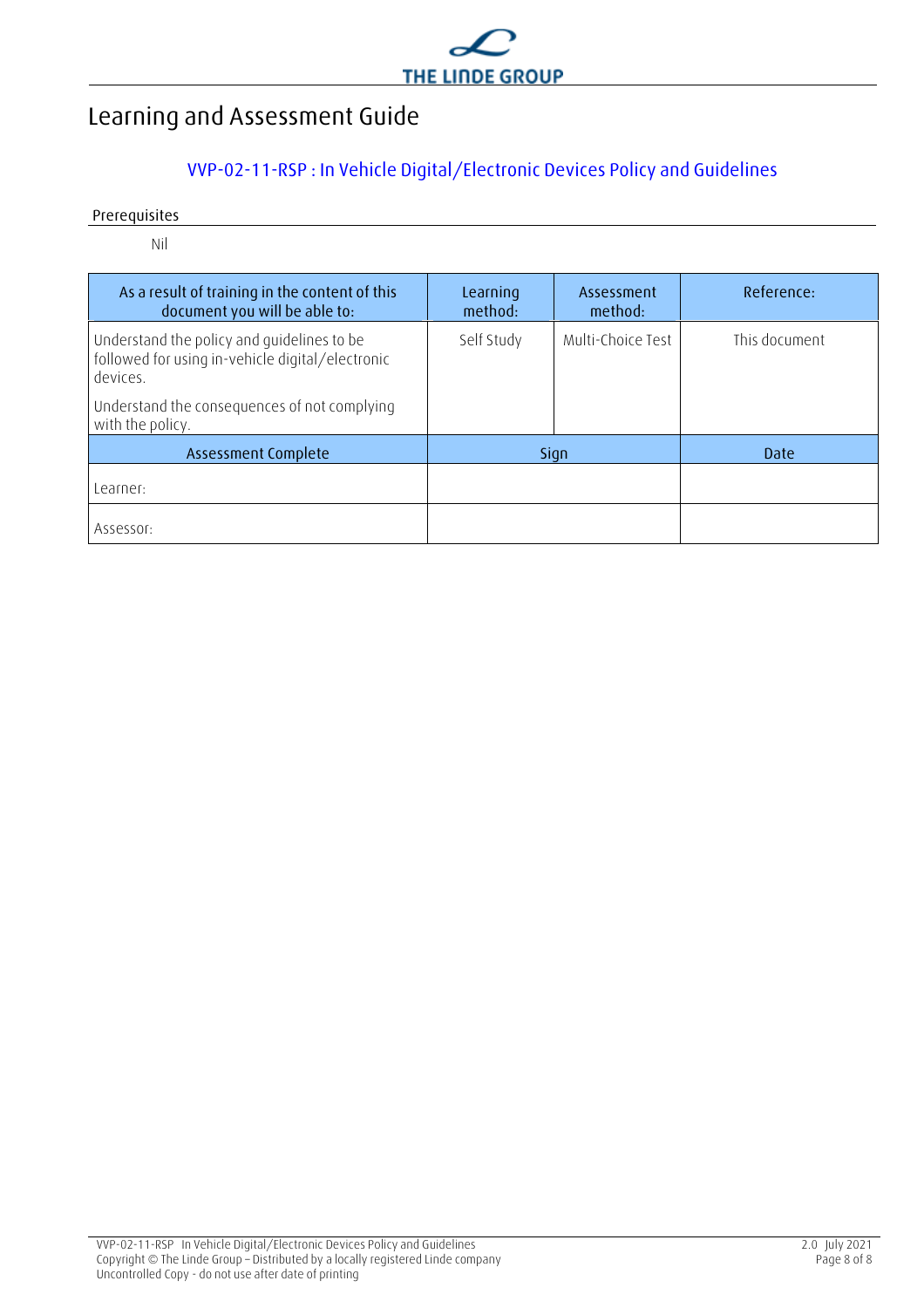# Learning and Assessment Guide

## VVP-02-11-RSP : In Vehicle Digital/Electronic Devices Policy and Guidelines

Prerequisites

Nil

| As a result of training in the content of this document you will be able to: | Learning method: | Assessment method: | Reference: |
|---|---|---|---|
| Understand the policy and guidelines to be followed for using in-vehicle digital/electronic devices.<br><br>Understand the consequences of not complying with the policy. | Self Study | Multi-Choice Test | This document |
| **Assessment Complete** | **Sign** | | **Date** |
| Learner: | | | |
| Assessor: | | | |